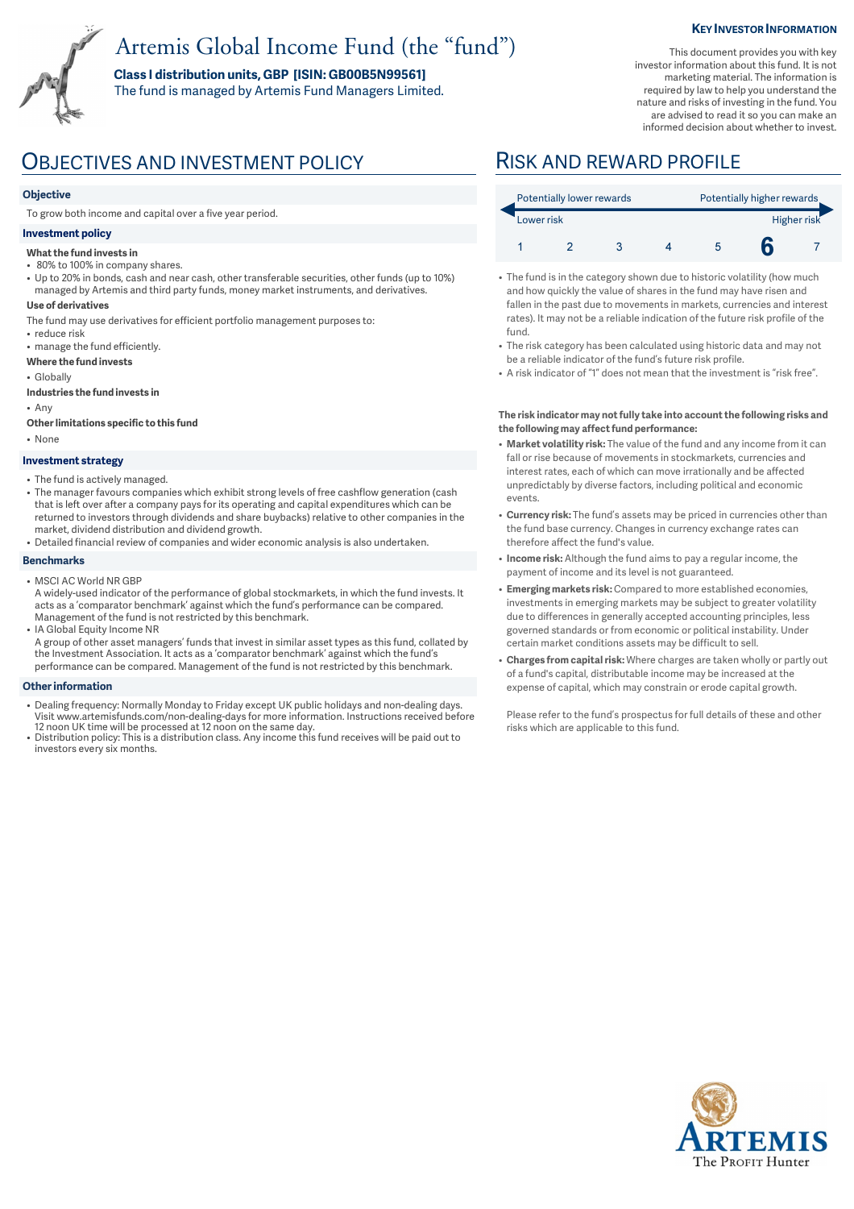# Artemis Global Income Fund (the "fund")

**Class I distribution units, GBP [ISIN: GB00B5N99561]**

The fund is managed by Artemis Fund Managers Limited.

**KEY INVESTOR INFORMATION**

This document provides you with key investor information about this fund. It is not marketing material. The information is required by law to help you understand the nature and risks of investing in the fund. You are advised to read it so you can make an informed decision about whether to invest.

## OBJECTIVES AND INVESTMENT POLICY

### Objective

To grow both income and capital over a five year period.

### Investment policy

**What the fund invests in**

- 80% to 100% in company shares.
- Up to 20% in bonds, cash and near cash, other transferable securities, other funds (up to 10%) managed by Artemis and third party funds, money market instruments, and derivatives.

**Use of derivatives**

The fund may use derivatives for efficient portfolio management purposes to:

- reduce risk
- manage the fund efficiently.

**Where the fund invests**

- Globally

**Industries the fund invests in**

- Any

**Other limitations specific to this fund**

- None

### Investment strategy

- The fund is actively managed.
- The manager favours companies which exhibit strong levels of free cashflow generation (cash that is left over after a company pays for its operating and capital expenditures which can be returned to investors through dividends and share buybacks) relative to other companies in the market, dividend distribution and dividend growth.
- Detailed financial review of companies and wider economic analysis is also undertaken.

### Benchmarks

- MSCI AC World NR GBP
  A widely-used indicator of the performance of global stockmarkets, in which the fund invests. It acts as a 'comparator benchmark' against which the fund's performance can be compared. Management of the fund is not restricted by this benchmark.
- IA Global Equity Income NR
  A group of other asset managers' funds that invest in similar asset types as this fund, collated by the Investment Association. It acts as a 'comparator benchmark' against which the fund's performance can be compared. Management of the fund is not restricted by this benchmark.

### Other information

- Dealing frequency: Normally Monday to Friday except UK public holidays and non-dealing days. Visit www.artemisfunds.com/non-dealing-days for more information. Instructions received before 12 noon UK time will be processed at 12 noon on the same day.
- Distribution policy: This is a distribution class. Any income this fund receives will be paid out to investors every six months.

## RISK AND REWARD PROFILE

| Potentially lower rewards | | | | | | Potentially higher rewards |
|---|---|---|---|---|---|---|
| Lower risk | | | | | | Higher risk |
| 1 | 2 | 3 | 4 | 5 | **6** | 7 |

- The fund is in the category shown due to historic volatility (how much and how quickly the value of shares in the fund may have risen and fallen in the past due to movements in markets, currencies and interest rates). It may not be a reliable indication of the future risk profile of the fund.
- The risk category has been calculated using historic data and may not be a reliable indicator of the fund's future risk profile.
- A risk indicator of "1" does not mean that the investment is "risk free".

**The risk indicator may not fully take into account the following risks and the following may affect fund performance:**

- **Market volatility risk:** The value of the fund and any income from it can fall or rise because of movements in stockmarkets, currencies and interest rates, each of which can move irrationally and be affected unpredictably by diverse factors, including political and economic events.
- **Currency risk:** The fund's assets may be priced in currencies other than the fund base currency. Changes in currency exchange rates can therefore affect the fund's value.
- **Income risk:** Although the fund aims to pay a regular income, the payment of income and its level is not guaranteed.
- **Emerging markets risk:** Compared to more established economies, investments in emerging markets may be subject to greater volatility due to differences in generally accepted accounting principles, less governed standards or from economic or political instability. Under certain market conditions assets may be difficult to sell.
- **Charges from capital risk:** Where charges are taken wholly or partly out of a fund's capital, distributable income may be increased at the expense of capital, which may constrain or erode capital growth.

Please refer to the fund's prospectus for full details of these and other risks which are applicable to this fund.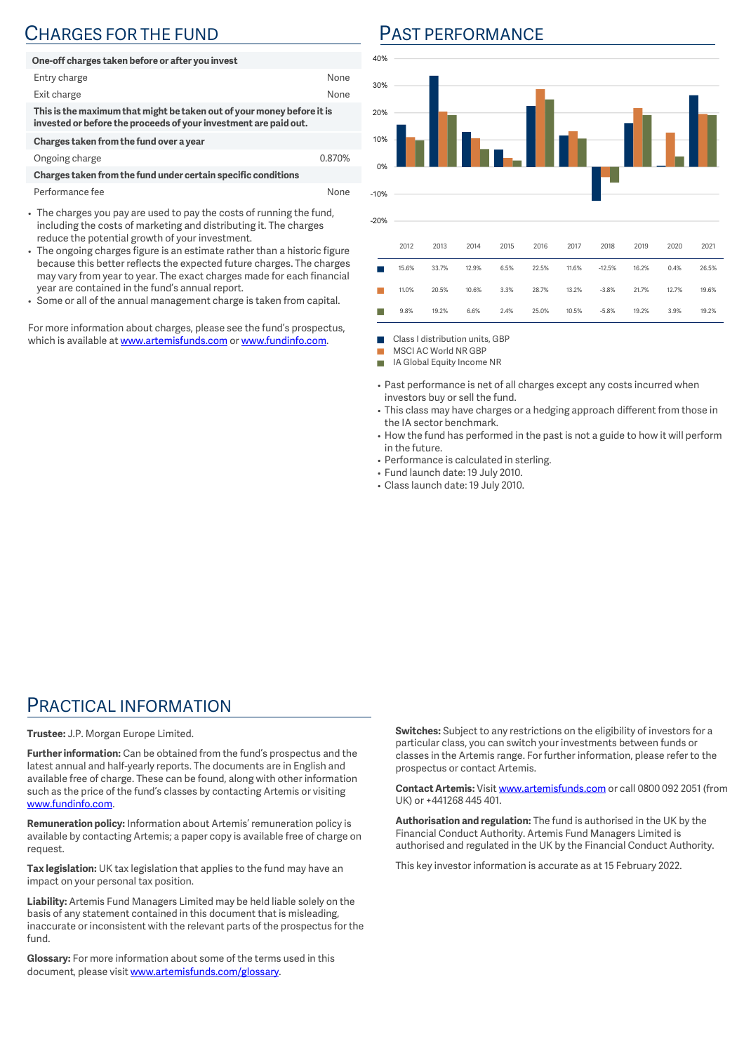## CHARGES FOR THE FUND

| | |
|---|---|
| **One-off charges taken before or after you invest** | |
| Entry charge | None |
| Exit charge | None |
| **This is the maximum that might be taken out of your money before it is invested or before the proceeds of your investment are paid out.** | |
| **Charges taken from the fund over a year** | |
| Ongoing charge | 0.870% |
| **Charges taken from the fund under certain specific conditions** | |
| Performance fee | None |

- The charges you pay are used to pay the costs of running the fund, including the costs of marketing and distributing it. The charges reduce the potential growth of your investment.
- The ongoing charges figure is an estimate rather than a historic figure because this better reflects the expected future charges. The charges may vary from year to year. The exact charges made for each financial year are contained in the fund's annual report.
- Some or all of the annual management charge is taken from capital.

For more information about charges, please see the fund's prospectus, which is available at www.artemisfunds.com or www.fundinfo.com.

## PAST PERFORMANCE

40%
30%
20%
10%
0%
-10%
-20%

2012 2013 2014 2015 2016 2017 2018 2019 2020 2021

15.6% 33.7% 12.9% 6.5% 22.5% 11.6% -12.5% 16.2% 0.4% 26.5%

11.0% 20.5% 10.6% 3.3% 28.7% 13.2% -3.8% 21.7% 12.7% 19.6%

9.8% 19.2% 6.6% 2.4% 25.0% 10.5% -5.8% 19.2% 3.9% 19.2%

Class I distribution units, GBP
MSCI AC World NR GBP
IA Global Equity Income NR

- Past performance is net of all charges except any costs incurred when investors buy or sell the fund.
- This class may have charges or a hedging approach different from those in the IA sector benchmark.
- How the fund has performed in the past is not a guide to how it will perform in the future.
- Performance is calculated in sterling.
- Fund launch date: 19 July 2010.
- Class launch date: 19 July 2010.

## PRACTICAL INFORMATION

**Trustee:** J.P. Morgan Europe Limited.

**Further information:** Can be obtained from the fund's prospectus and the latest annual and half-yearly reports. The documents are in English and available free of charge. These can be found, along with other information such as the price of the fund's classes by contacting Artemis or visiting www.fundinfo.com.

**Remuneration policy:** Information about Artemis' remuneration policy is available by contacting Artemis; a paper copy is available free of charge on request.

**Tax legislation:** UK tax legislation that applies to the fund may have an impact on your personal tax position.

**Liability:** Artemis Fund Managers Limited may be held liable solely on the basis of any statement contained in this document that is misleading, inaccurate or inconsistent with the relevant parts of the prospectus for the fund.

**Glossary:** For more information about some of the terms used in this document, please visit www.artemisfunds.com/glossary.

**Switches:** Subject to any restrictions on the eligibility of investors for a particular class, you can switch your investments between funds or classes in the Artemis range. For further information, please refer to the prospectus or contact Artemis.

**Contact Artemis:** Visit www.artemisfunds.com or call 0800 092 2051 (from UK) or +441268 445 401.

**Authorisation and regulation:** The fund is authorised in the UK by the Financial Conduct Authority. Artemis Fund Managers Limited is authorised and regulated in the UK by the Financial Conduct Authority.

This key investor information is accurate as at 15 February 2022.